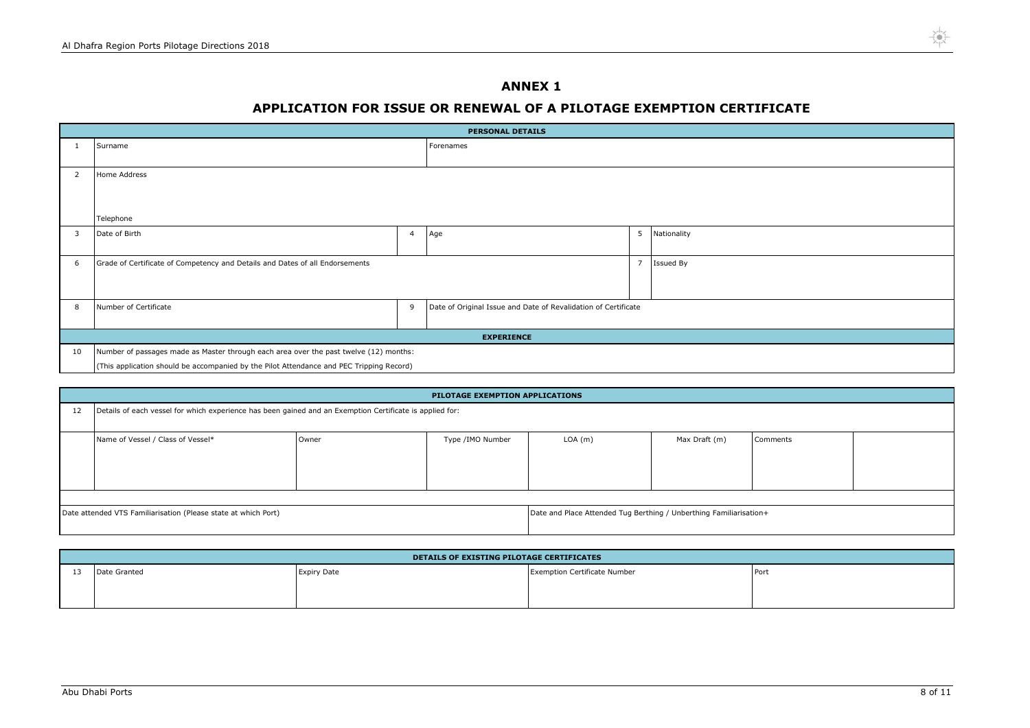# ANNEX 1

## APPLICATION FOR ISSUE OR RENEWAL OF A PILOTAGE EXEMPTION CERTIFICATE

| PERSONAL DETAILS | | | | | |
|---|---|---|---|---|---|
| 1 | Surname | | Forenames | | |
| 2 | Home Address<br><br>Telephone | | | | |
| 3 | Date of Birth | 4 | Age | 5 | Nationality |
| 6 | Grade of Certificate of Competency and Details and Dates of all Endorsements | | | 7 | Issued By |
| 8 | Number of Certificate | 9 | Date of Original Issue and Date of Revalidation of Certificate | | |
| **EXPERIENCE** | | | | | |
| 10 | Number of passages made as Master through each area over the past twelve (12) months: | | | | |
| | (This application should be accompanied by the Pilot Attendance and PEC Tripping Record) | | | | |

| PILOTAGE EXEMPTION APPLICATIONS | | | | | | | |
|---|---|---|---|---|---|---|---|
| 12 | Details of each vessel for which experience has been gained and an Exemption Certificate is applied for: | | | | | | |
| | Name of Vessel / Class of Vessel* | Owner | Type /IMO Number | LOA (m) | Max Draft (m) | Comments | |
| | | | | | | | |
| Date attended VTS Familiarisation (Please state at which Port) | | | | Date and Place Attended Tug Berthing / Unberthing Familiarisation+ | | | |

| DETAILS OF EXISTING PILOTAGE CERTIFICATES | | | | |
|---|---|---|---|---|
| 13 | Date Granted | Expiry Date | Exemption Certificate Number | Port |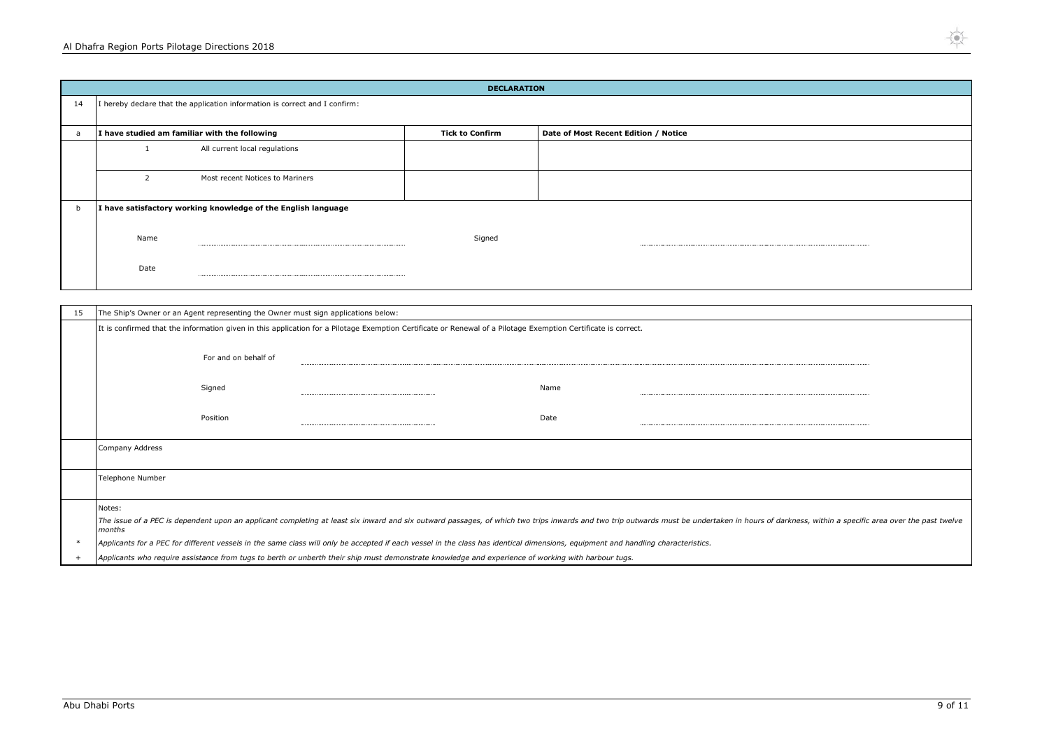| DECLARATION | | | |
|---|---|---|---|
| 14 | I hereby declare that the application information is correct and I confirm: | | |
| a | **I have studied am familiar with the following** | **Tick to Confirm** | **Date of Most Recent Edition / Notice** |
| | 1 All current local regulations | | |
| | 2 Most recent Notices to Mariners | | |
| b | **I have satisfactory working knowledge of the English language** | | |
| | Name ................................ | Signed | ................................ |
| | Date ................................ | | |

| | |
|---|---|
| 15 | The Ship's Owner or an Agent representing the Owner must sign applications below: |
| | It is confirmed that the information given in this application for a Pilotage Exemption Certificate or Renewal of a Pilotage Exemption Certificate is correct. |
| | For and on behalf of ................................ |
| | Signed ................................ Name ................................ |
| | Position ................................ Date ................................ |
| | Company Address |
| | Telephone Number |
| | Notes: |
| | *The issue of a PEC is dependent upon an applicant completing at least six inward and six outward passages, of which two trips inwards and two trip outwards must be undertaken in hours of darkness, within a specific area over the past twelve months* |
| * | *Applicants for a PEC for different vessels in the same class will only be accepted if each vessel in the class has identical dimensions, equipment and handling characteristics.* |
| + | *Applicants who require assistance from tugs to berth or unberth their ship must demonstrate knowledge and experience of working with harbour tugs.* |